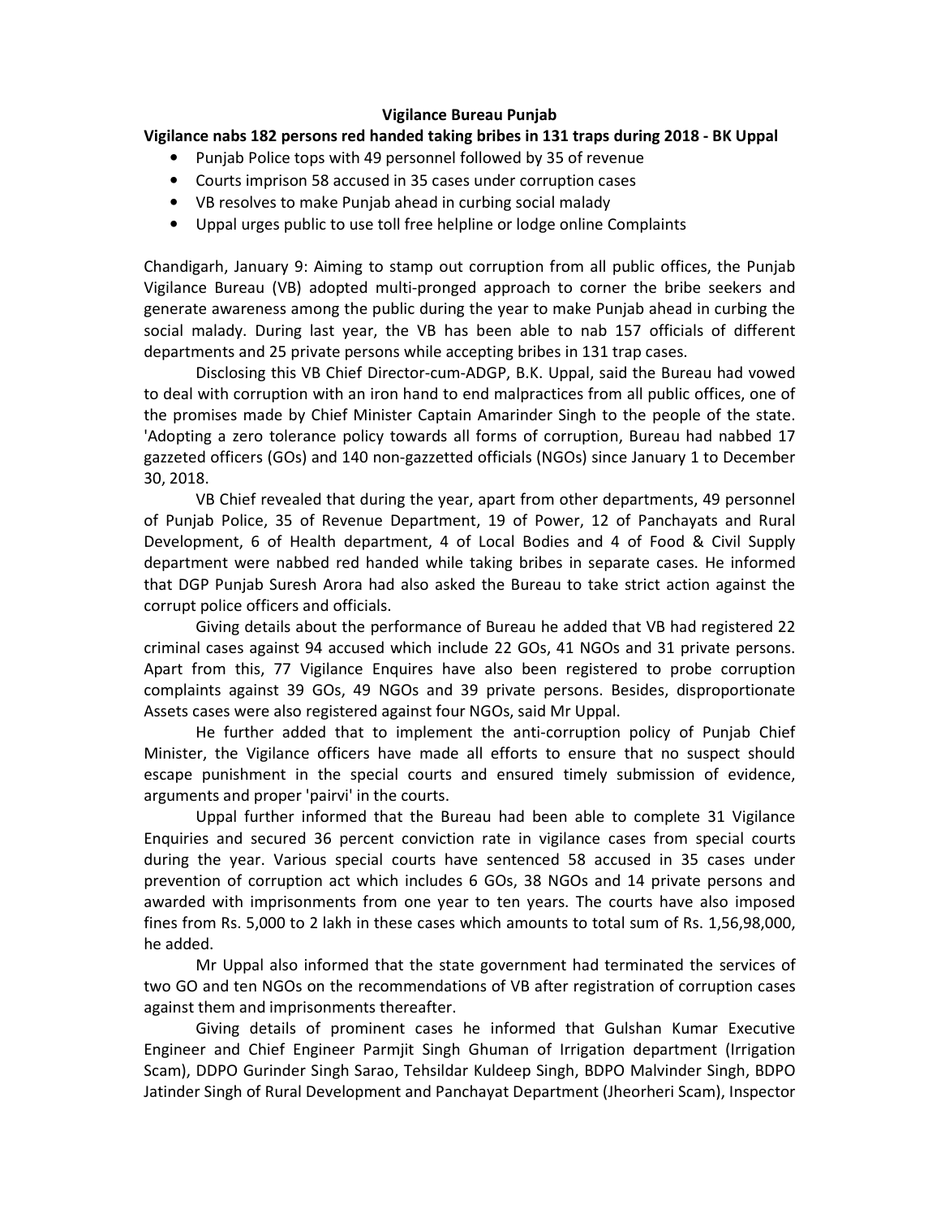# Vigilance Bureau Punjab

## Vigilance nabs 182 persons red handed taking bribes in 131 traps during 2018 - BK Uppal

- Punjab Police tops with 49 personnel followed by 35 of revenue
- Courts imprison 58 accused in 35 cases under corruption cases
- VB resolves to make Punjab ahead in curbing social malady
- Uppal urges public to use toll free helpline or lodge online Complaints

Chandigarh, January 9: Aiming to stamp out corruption from all public offices, the Punjab Vigilance Bureau (VB) adopted multi-pronged approach to corner the bribe seekers and generate awareness among the public during the year to make Punjab ahead in curbing the social malady. During last year, the VB has been able to nab 157 officials of different departments and 25 private persons while accepting bribes in 131 trap cases.

Disclosing this VB Chief Director-cum-ADGP, B.K. Uppal, said the Bureau had vowed to deal with corruption with an iron hand to end malpractices from all public offices, one of the promises made by Chief Minister Captain Amarinder Singh to the people of the state. 'Adopting a zero tolerance policy towards all forms of corruption, Bureau had nabbed 17 gazzeted officers (GOs) and 140 non-gazzetted officials (NGOs) since January 1 to December 30, 2018.

VB Chief revealed that during the year, apart from other departments, 49 personnel of Punjab Police, 35 of Revenue Department, 19 of Power, 12 of Panchayats and Rural Development, 6 of Health department, 4 of Local Bodies and 4 of Food & Civil Supply department were nabbed red handed while taking bribes in separate cases. He informed that DGP Punjab Suresh Arora had also asked the Bureau to take strict action against the corrupt police officers and officials.

Giving details about the performance of Bureau he added that VB had registered 22 criminal cases against 94 accused which include 22 GOs, 41 NGOs and 31 private persons. Apart from this, 77 Vigilance Enquires have also been registered to probe corruption complaints against 39 GOs, 49 NGOs and 39 private persons. Besides, disproportionate Assets cases were also registered against four NGOs, said Mr Uppal.

He further added that to implement the anti-corruption policy of Punjab Chief Minister, the Vigilance officers have made all efforts to ensure that no suspect should escape punishment in the special courts and ensured timely submission of evidence, arguments and proper 'pairvi' in the courts.

Uppal further informed that the Bureau had been able to complete 31 Vigilance Enquiries and secured 36 percent conviction rate in vigilance cases from special courts during the year. Various special courts have sentenced 58 accused in 35 cases under prevention of corruption act which includes 6 GOs, 38 NGOs and 14 private persons and awarded with imprisonments from one year to ten years. The courts have also imposed fines from Rs. 5,000 to 2 lakh in these cases which amounts to total sum of Rs. 1,56,98,000, he added.

Mr Uppal also informed that the state government had terminated the services of two GO and ten NGOs on the recommendations of VB after registration of corruption cases against them and imprisonments thereafter.

Giving details of prominent cases he informed that Gulshan Kumar Executive Engineer and Chief Engineer Parmjit Singh Ghuman of Irrigation department (Irrigation Scam), DDPO Gurinder Singh Sarao, Tehsildar Kuldeep Singh, BDPO Malvinder Singh, BDPO Jatinder Singh of Rural Development and Panchayat Department (Jheorheri Scam), Inspector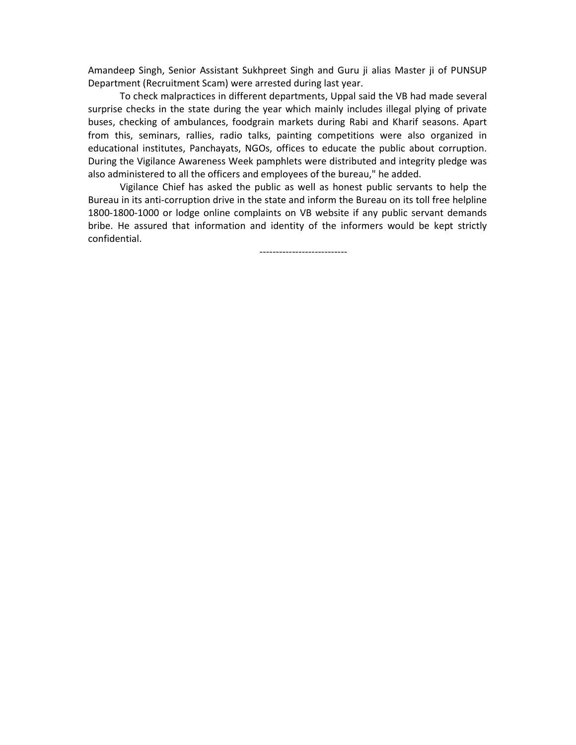Amandeep Singh, Senior Assistant Sukhpreet Singh and Guru ji alias Master ji of PUNSUP Department (Recruitment Scam) were arrested during last year.

To check malpractices in different departments, Uppal said the VB had made several surprise checks in the state during the year which mainly includes illegal plying of private buses, checking of ambulances, foodgrain markets during Rabi and Kharif seasons. Apart from this, seminars, rallies, radio talks, painting competitions were also organized in educational institutes, Panchayats, NGOs, offices to educate the public about corruption. During the Vigilance Awareness Week pamphlets were distributed and integrity pledge was also administered to all the officers and employees of the bureau," he added.

Vigilance Chief has asked the public as well as honest public servants to help the Bureau in its anti-corruption drive in the state and inform the Bureau on its toll free helpline 1800-1800-1000 or lodge online complaints on VB website if any public servant demands bribe. He assured that information and identity of the informers would be kept strictly confidential.

---------------------------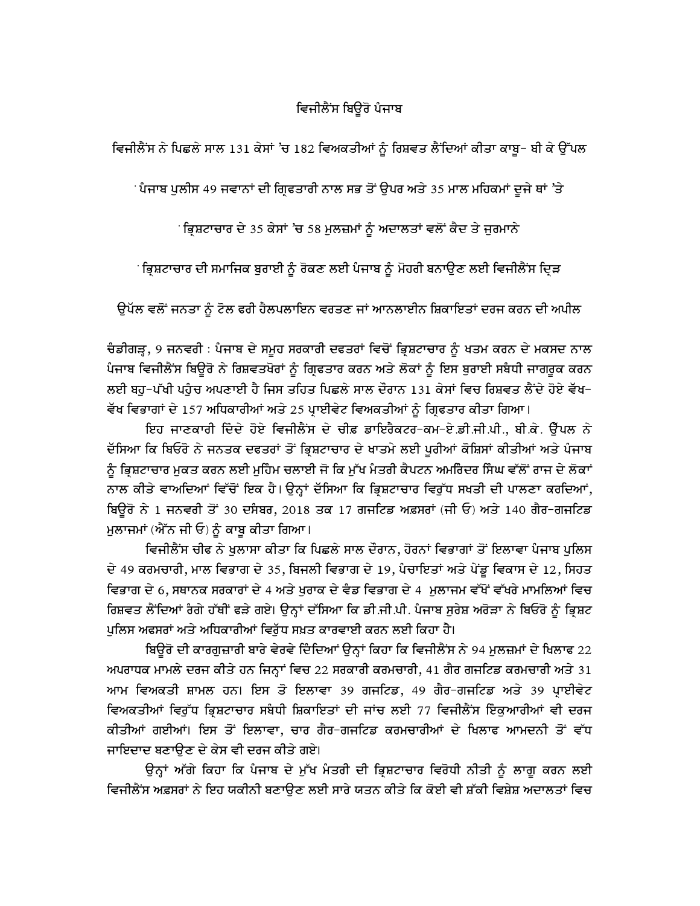## ਵਿਜੀਲੈਂਸ ਬਿਊਰੋ ਪੰਜਾਬ

### ਵਿਜੀਲੈਂਸ ਨੇ ਪਿਛਲੇ ਸਾਲ 131 ਕੇਸਾਂ 'ਚ 182 ਵਿਅਕਤੀਆਂ ਨੂੰ ਰਿਸ਼ਵਤ ਲੈਂਦਿਆਂ ਕੀਤਾ ਕਾਬੂ- ਬੀ ਕੇ ਉੱਪਲ

· ਪੰਜਾਬ ਪੁਲੀਸ 49 ਜਵਾਨਾਂ ਦੀ ਗ੍ਰਿਫਤਾਰੀ ਨਾਲ ਸਭ ਤੋਂ ਉਪਰ ਅਤੇ 35 ਮਾਲ ਮਹਿਕਮਾਂ ਦੂਜੇ ਥਾਂ 'ਤੇ

· ਭ੍ਰਿਸ਼ਟਾਚਾਰ ਦੇ 35 ਕੇਸਾਂ 'ਚ 58 ਮੁਲਜ਼ਮਾਂ ਨੂੰ ਅਦਾਲਤਾਂ ਵਲੋਂ ਕੈਦ ਤੇ ਜੁਰਮਾਨੇ

· ਭ੍ਰਿਸ਼ਟਾਚਾਰ ਦੀ ਸਮਾਜਿਕ ਬੁਰਾਈ ਨੂੰ ਰੋਕਣ ਲਈ ਪੰਜਾਬ ਨੂੰ ਮੋਹਰੀ ਬਨਾਉਣ ਲਈ ਵਿਜੀਲੈਂਸ ਦ੍ਰਿੜ

ਉਪੱਲ ਵਲੋਂ ਜਨਤਾ ਨੂੰ ਟੋਲ ਫਰੀ ਹੈਲਪਲਾਇਨ ਵਰਤਣ ਜਾਂ ਆਨਲਾਈਨ ਸ਼ਿਕਾਇਤਾਂ ਦਰਜ ਕਰਨ ਦੀ ਅਪੀਲ

ਚੰਡੀਗੜ੍ਹ, 9 ਜਨਵਰੀ : ਪੰਜਾਬ ਦੇ ਸਮੂਹ ਸਰਕਾਰੀ ਦਫਤਰਾਂ ਵਿਚੋਂ ਭ੍ਰਿਸ਼ਟਾਚਾਰ ਨੂੰ ਖਤਮ ਕਰਨ ਦੇ ਮਕਸਦ ਨਾਲ ਪੰਜਾਬ ਵਿਜੀਲੈਂਸ ਬਿਊਰੋ ਨੇ ਰਿਸ਼ਵਤਖੋਰਾਂ ਨੂੰ ਗ੍ਰਿਫਤਾਰ ਕਰਨ ਅਤੇ ਲੋਕਾਂ ਨੂੰ ਇਸ ਬੁਰਾਈ ਸਬੰਧੀ ਜਾਗਰੂਕ ਕਰਨ ਲਈ ਬਹੁ-ਪੱਖੀ ਪਹੁੰਚ ਅਪਣਾਈ ਹੈ ਜਿਸ ਤਹਿਤ ਪਿਛਲੇ ਸਾਲ ਦੌਰਾਨ 131 ਕੇਸਾਂ ਵਿਚ ਰਿਸ਼ਵਤ ਲੈਂਦੇ ਹੋਏ ਵੱਖ-ਵੱਖ ਵਿਭਾਗਾਂ ਦੇ 157 ਅਧਿਕਾਰੀਆਂ ਅਤੇ 25 ਪ੍ਰਾਈਵੇਟ ਵਿਅਕਤੀਆਂ ਨੂੰ ਗ੍ਰਿਫਤਾਰ ਕੀਤਾ ਗਿਆ।

ਇਹ ਜਾਣਕਾਰੀ ਦਿੰਦੇ ਹੋਏ ਵਿਜੀਲੈਂਸ ਦੇ ਚੀਫ਼ ਡਾਇਰੈਕਟਰ-ਕਮ-ਏ.ਡੀ.ਜੀ.ਪੀ., ਬੀ.ਕੇ. ਉੱਪਲ ਨੇ ਦੱਸਿਆ ਕਿ ਬਿਓਰੋ ਨੇ ਜਨਤਕ ਦਫਤਰਾਂ ਤੋਂ ਭ੍ਰਿਸ਼ਟਾਚਾਰ ਦੇ ਖਾਤਮੇ ਲਈ ਪੂਰੀਆਂ ਕੋਸ਼ਿਸ਼ਾਂ ਕੀਤੀਆਂ ਅਤੇ ਪੰਜਾਬ ਨੂੰ ਭ੍ਰਿਸ਼ਟਾਚਾਰ ਮੁਕਤ ਕਰਨ ਲਈ ਮੁਹਿੰਮ ਚਲਾਈ ਜੋ ਕਿ ਮੁੱਖ ਮੰਤਰੀ ਕੈਪਟਨ ਅਮਰਿੰਦਰ ਸਿੰਘ ਵੱਲੋਂ ਰਾਜ ਦੇ ਲੋਕਾਂ ਨਾਲ ਕੀਤੇ ਵਾਅਦਿਆਂ ਵਿੱਚੋਂ ਇਕ ਹੈ। ਉਨ੍ਹਾਂ ਦੱਸਿਆ ਕਿ ਭ੍ਰਿਸ਼ਟਾਚਾਰ ਵਿਰੁੱਧ ਸਖਤੀ ਦੀ ਪਾਲਣਾ ਕਰਦਿਆਂ, ਬਿਊਰੋ ਨੇ 1 ਜਨਵਰੀ ਤੋਂ 30 ਦਸੰਬਰ, 2018 ਤਕ 17 ਗਜਟਿਡ ਅਫ਼ਸਰਾਂ (ਜੀ ਓ) ਅਤੇ 140 ਗੈਰ-ਗਜਟਿਡ ਮੁਲਾਜਮਾਂ (ਐੱਨ ਜੀ ਓ) ਨੂੰ ਕਾਬੂ ਕੀਤਾ ਗਿਆ।

ਵਿਜੀਲੈਂਸ ਚੀਫ ਨੇ ਖੁਲਾਸਾ ਕੀਤਾ ਕਿ ਪਿਛਲੇ ਸਾਲ ਦੌਰਾਨ, ਹੋਰਨਾਂ ਵਿਭਾਗਾਂ ਤੋਂ ਇਲਾਵਾ ਪੰਜਾਬ ਪੁਲਿਸ ਦੇ 49 ਕਰਮਚਾਰੀ, ਮਾਲ ਵਿਭਾਗ ਦੇ 35, ਬਿਜਲੀ ਵਿਭਾਗ ਦੇ 19, ਪੰਚਾਇਤਾਂ ਅਤੇ ਪੇਂਡੂ ਵਿਕਾਸ ਦੇ 12, ਸਿਹਤ ਵਿਭਾਗ ਦੇ 6, ਸਥਾਨਕ ਸਰਕਾਰਾਂ ਦੇ 4 ਅਤੇ ਖੁਰਾਕ ਦੇ ਵੰਡ ਵਿਭਾਗ ਦੇ 4 ਮੁਲਾਜਮ ਵੱਧੋਂ ਵੱਖਰੇ ਮਾਮਲਿਆਂ ਵਿਚ ਰਿਸ਼ਵਤ ਲੈਂਦਿਆਂ ਰੰਗੇ ਹੱਥੀਂ ਫੜੇ ਗਏ। ਉਨ੍ਹਾਂ ਦੱਸਿਆ ਕਿ ਡੀ.ਜੀ.ਪੀ. ਪੰਜਾਬ ਸੁਰੇਸ਼ ਅਰੋੜਾ ਨੇ ਬਿਓਰੋ ਨੂੰ ਭ੍ਰਿਸ਼ਟ ਪੁਲਿਸ ਅਫਸਰਾਂ ਅਤੇ ਅਧਿਕਾਰੀਆਂ ਵਿਰੁੱਧ ਸਖ਼ਤ ਕਾਰਵਾਈ ਕਰਨ ਲਈ ਕਿਹਾ ਹੈ।

ਬਿਊਰੋ ਦੀ ਕਾਰਗੁਜ਼ਾਰੀ ਬਾਰੇ ਵੇਰਵੇ ਦਿੰਦਿਆਂ ਉਨ੍ਹਾਂ ਕਿਹਾ ਕਿ ਵਿਜੀਲੈਂਸ ਨੇ 94 ਮੁਲਜ਼ਮਾਂ ਦੇ ਖਿਲਾਫ 22 ਅਪਰਾਧਕ ਮਾਮਲੇ ਦਰਜ ਕੀਤੇ ਹਨ ਜਿਨ੍ਹਾਂ ਵਿਚ 22 ਸਰਕਾਰੀ ਕਰਮਚਾਰੀ, 41 ਗੈਰ ਗਜਟਿਡ ਕਰਮਚਾਰੀ ਅਤੇ 31 ਆਮ ਵਿਅਕਤੀ ਸ਼ਾਮਲ ਹਨ। ਇਸ ਤੋ ਇਲਾਵਾ 39 ਗਜਟਿਡ, 49 ਗੈਰ-ਗਜਟਿਡ ਅਤੇ 39 ਪ੍ਰਾਈਵੇਟ ਵਿਅਕਤੀਆਂ ਵਿਰੁੱਧ ਭ੍ਰਿਸ਼ਟਾਚਾਰ ਸਬੰਧੀ ਸ਼ਿਕਾਇਤਾਂ ਦੀ ਜਾਂਚ ਲਈ 77 ਵਿਜੀਲੈਂਸ ਇੰਕੁਆਰੀਆਂ ਵੀ ਦਰਜ ਕੀਤੀਆਂ ਗਈਆਂ। ਇਸ ਤੋਂ ਇਲਾਵਾ, ਚਾਰ ਗੈਰ-ਗਜਟਿਡ ਕਰਮਚਾਰੀਆਂ ਦੇ ਖਿਲਾਫ ਆਮਦਨੀ ਤੋਂ ਵੱਧ ਜਾਇਦਾਦ ਬਣਾਉਣ ਦੇ ਕੇਸ ਵੀ ਦਰਜ ਕੀਤੇ ਗਏ।

ਉਨ੍ਹਾਂ ਅੱਗੇ ਕਿਹਾ ਕਿ ਪੰਜਾਬ ਦੇ ਮੁੱਖ ਮੰਤਰੀ ਦੀ ਭ੍ਰਿਸ਼ਟਾਚਾਰ ਵਿਰੋਧੀ ਨੀਤੀ ਨੂੰ ਲਾਗੂ ਕਰਨ ਲਈ ਵਿਜੀਲੈਂਸ ਅਫ਼ਸਰਾਂ ਨੇ ਇਹ ਯਕੀਨੀ ਬਣਾਉਣ ਲਈ ਸਾਰੇ ਯਤਨ ਕੀਤੇ ਕਿ ਕੋਈ ਵੀ ਸ਼ੱਕੀ ਵਿਸ਼ੇਸ਼ ਅਦਾਲਤਾਂ ਵਿਚ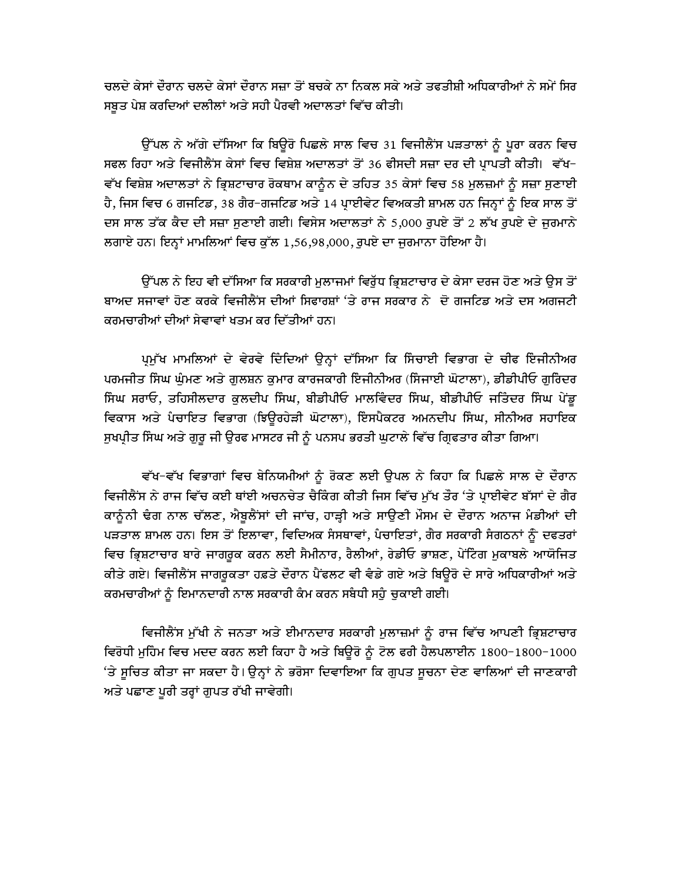ਚਲਦੇ ਕੇਸਾਂ ਦੌਰਾਨ ਚਲਦੇ ਕੇਸਾਂ ਦੌਰਾਨ ਸਜ਼ਾ ਤੋਂ ਬਚਕੇ ਨਾ ਨਿਕਲ ਸਕੇ ਅਤੇ ਤਫਤੀਸ਼ੀ ਅਧਿਕਾਰੀਆਂ ਨੇ ਸਮੇਂ ਸਿਰ ਸਬੂਤ ਪੇਸ਼ ਕਰਦਿਆਂ ਦਲੀਲਾਂ ਅਤੇ ਸਹੀ ਪੈਰਵੀ ਅਦਾਲਤਾਂ ਵਿੱਚ ਕੀਤੀ।

ਉੱਪਲ ਨੇ ਅੱਗੇ ਦੱਸਿਆ ਕਿ ਬਿਊਰੋ ਪਿਛਲੇ ਸਾਲ ਵਿਚ 31 ਵਿਜੀਲੈਂਸ ਪੜਤਾਲਾਂ ਨੂੰ ਪੂਰਾ ਕਰਨ ਵਿਚ ਸਫਲ ਰਿਹਾ ਅਤੇ ਵਿਜੀਲੈਂਸ ਕੇਸਾਂ ਵਿਚ ਵਿਸ਼ੇਸ਼ ਅਦਾਲਤਾਂ ਤੋਂ 36 ਫੀਸਦੀ ਸਜ਼ਾ ਦਰ ਦੀ ਪ੍ਰਾਪਤੀ ਕੀਤੀ। ਵੱਖ-ਵੱਖ ਵਿਸ਼ੇਸ਼ ਅਦਾਲਤਾਂ ਨੇ ਭ੍ਰਿਸ਼ਟਾਚਾਰ ਰੋਕਥਾਮ ਕਾਨੂੰਨ ਦੇ ਤਹਿਤ 35 ਕੇਸਾਂ ਵਿਚ 58 ਮੁਲਜ਼ਮਾਂ ਨੂੰ ਸਜ਼ਾ ਸੁਣਾਈ ਹੈ, ਜਿਸ ਵਿਚ 6 ਗਜ਼ਟਿਡ, 38 ਗੈਰ-ਗਜਟਿਡ ਅਤੇ 14 ਪ੍ਰਾਈਵੇਟ ਵਿਅਕਤੀ ਸ਼ਾਮਲ ਹਨ ਜਿਨ੍ਹਾਂ ਨੂੰ ਇਕ ਸਾਲ ਤੋਂ ਦਸ ਸਾਲ ਤੱਕ ਕੈਦ ਦੀ ਸਜ਼ਾ ਸੁਣਾਈ ਗਈ। ਵਿਸੇਸ ਅਦਾਲਤਾਂ ਨੇ 5,000 ਰੁਪਏ ਤੋਂ 2 ਲੱਖ ਰੁਪਏ ਦੇ ਜੁਰਮਾਨੇ ਲਗਾਏ ਹਨ। ਇਨ੍ਹਾਂ ਮਾਮਲਿਆਂ ਵਿਚ ਕੁੱਲ 1,56,98,000, ਰੁਪਏ ਦਾ ਜੁਰਮਾਨਾ ਹੋਇਆ ਹੈ।

ਉੱਪਲ ਨੇ ਇਹ ਵੀ ਦੱਸਿਆ ਕਿ ਸਰਕਾਰੀ ਮੁਲਾਜਮਾਂ ਵਿਰੁੱਧ ਭ੍ਰਿਸ਼ਟਾਚਾਰ ਦੇ ਕੇਸਾ ਦਰਜ ਹੋਣ ਅਤੇ ਉਸ ਤੋਂ ਬਾਅਦ ਸਜਾਵਾਂ ਹੋਣ ਕਰਕੇ ਵਿਜੀਲੈਂਸ ਦੀਆਂ ਸਿਫਾਰਸ਼ਾਂ 'ਤੇ ਰਾਜ ਸਰਕਾਰ ਨੇ ਦੋ ਗਜਟਿਡ ਅਤੇ ਦਸ ਅਗਜਟੀ ਕਰਮਚਾਰੀਆਂ ਦੀਆਂ ਸੇਵਾਵਾਂ ਖਤਮ ਕਰ ਦਿੱਤੀਆਂ ਹਨ।

ਪ੍ਰਮੁੱਖ ਮਾਮਲਿਆਂ ਦੇ ਵੇਰਵੇ ਦਿੰਦਿਆਂ ਉਨ੍ਹਾਂ ਦੱਸਿਆ ਕਿ ਸਿੰਚਾਈ ਵਿਭਾਗ ਦੇ ਚੀਫ ਇੰਜੀਨੀਅਰ ਪਰਮਜੀਤ ਸਿੰਘ ਘੁੰਮਣ ਅਤੇ ਗੁਲਸ਼ਨ ਕੁਮਾਰ ਕਾਰਜਕਾਰੀ ਇੰਜੀਨੀਅਰ (ਸਿੰਜਾਈ ਘੋਟਾਲਾ), ਡੀਡੀਪੀਓ ਗੁਰਿੰਦਰ ਸਿੰਘ ਸਰਾਓ, ਤਹਿਸੀਲਦਾਰ ਕੁਲਦੀਪ ਸਿੰਘ, ਬੀਡੀਪੀਓ ਮਾਲਵਿੰਦਰ ਸਿੰਘ, ਬੀਡੀਪੀਓ ਜਤਿੰਦਰ ਸਿੰਘ ਪੇਂਡੂ ਵਿਕਾਸ ਅਤੇ ਪੰਚਾਇਤ ਵਿਭਾਗ (ਝਿਊਰਹੇੜੀ ਘੋਟਾਲਾ), ਇੰਸਪੈਕਟਰ ਅਮਨਦੀਪ ਸਿੰਘ, ਸੀਨੀਅਰ ਸਹਾਇਕ ਸੁਖਪ੍ਰੀਤ ਸਿੰਘ ਅਤੇ ਗੁਰੂ ਜੀ ਉਰਫ ਮਾਸਟਰ ਜੀ ਨੂੰ ਪਨਸਪ ਭਰਤੀ ਘੁਟਾਲੇ ਵਿੱਚ ਗ੍ਰਿਫਤਾਰ ਕੀਤਾ ਗਿਆ।

ਵੱਖ-ਵੱਖ ਵਿਭਾਗਾਂ ਵਿਚ ਬੇਨਿਯਮੀਆਂ ਨੂੰ ਰੋਕਣ ਲਈ ਉਪਲ ਨੇ ਕਿਹਾ ਕਿ ਪਿਛਲੇ ਸਾਲ ਦੇ ਦੌਰਾਨ ਵਿਜੀਲੈਂਸ ਨੇ ਰਾਜ ਵਿੱਚ ਕਈ ਥਾਂਈ ਅਚਨਚੇਤ ਚੈਕਿੰਗ ਕੀਤੀ ਜਿਸ ਵਿੱਚ ਮੁੱਖ ਤੌਰ 'ਤੇ ਪ੍ਰਾਈਵੇਟ ਬੱਸਾਂ ਦੇ ਗੈਰ ਕਾਨੂੰਨੀ ਢੰਗ ਨਾਲ ਚੱਲਣ, ਐਬੂਲੈਂਸਾਂ ਦੀ ਜਾਂਚ, ਹਾੜ੍ਹੀ ਅਤੇ ਸਾਉਣੀ ਮੌਸਮ ਦੇ ਦੌਰਾਨ ਅਨਾਜ ਮੰਡੀਆਂ ਦੀ ਪੜਤਾਲ ਸ਼ਾਮਲ ਹਨ। ਇਸ ਤੋਂ ਇਲਾਵਾ, ਵਿਦਿਅਕ ਸੰਸਥਾਵਾਂ, ਪੰਚਾਇਤਾਂ, ਗੈਰ ਸਰਕਾਰੀ ਸੰਗਠਨਾਂ ਨੂੰ ਦਫਤਰਾਂ ਵਿਚ ਭ੍ਰਿਸ਼ਟਾਚਾਰ ਬਾਰੇ ਜਾਗਰੂਕ ਕਰਨ ਲਈ ਸੈਮੀਨਾਰ, ਰੈਲੀਆਂ, ਰੇਡੀਓ ਭਾਸ਼ਣ, ਪੇਂਟਿੰਗ ਮੁਕਾਬਲੇ ਆਯੋਜਿਤ ਕੀਤੇ ਗਏ। ਵਿਜੀਲੈਂਸ ਜਾਗਰੂਕਤਾ ਹਫ਼ਤੇ ਦੌਰਾਨ ਪੈਂਫਲਟ ਵੀ ਵੰਡੇ ਗਏ ਅਤੇ ਬਿਊਰੋ ਦੇ ਸਾਰੇ ਅਧਿਕਾਰੀਆਂ ਅਤੇ ਕਰਮਚਾਰੀਆਂ ਨੂੰ ਇਮਾਨਦਾਰੀ ਨਾਲ ਸਰਕਾਰੀ ਕੰਮ ਕਰਨ ਸਬੰਧੀ ਸਹੁੰ ਚੁਕਾਈ ਗਈ।

ਵਿਜੀਲੈਂਸ ਮੁੱਖੀ ਨੇ ਜਨਤਾ ਅਤੇ ਈਮਾਨਦਾਰ ਸਰਕਾਰੀ ਮੁਲਾਜ਼ਮਾਂ ਨੂੰ ਰਾਜ ਵਿੱਚ ਆਪਣੀ ਭ੍ਰਿਸ਼ਟਾਚਾਰ ਵਿਰੋਧੀ ਮੁਹਿੰਮ ਵਿਚ ਮਦਦ ਕਰਨ ਲਈ ਕਿਹਾ ਹੈ ਅਤੇ ਬਿਊਰੋ ਨੂੰ ਟੋਲ ਫਰੀ ਹੈਲਪਲਾਈਨ 1800-1800-1000 'ਤੇ ਸੂਚਿਤ ਕੀਤਾ ਜਾ ਸਕਦਾ ਹੈ। ਉਨ੍ਹਾਂ ਨੇ ਭਰੋਸਾ ਦਿਵਾਇਆ ਕਿ ਗੁਪਤ ਸੂਚਨਾ ਦੇਣ ਵਾਲਿਆਂ ਦੀ ਜਾਣਕਾਰੀ ਅਤੇ ਪਛਾਣ ਪੂਰੀ ਤਰ੍ਹਾਂ ਗੁਪਤ ਰੱਖੀ ਜਾਵੇਗੀ।